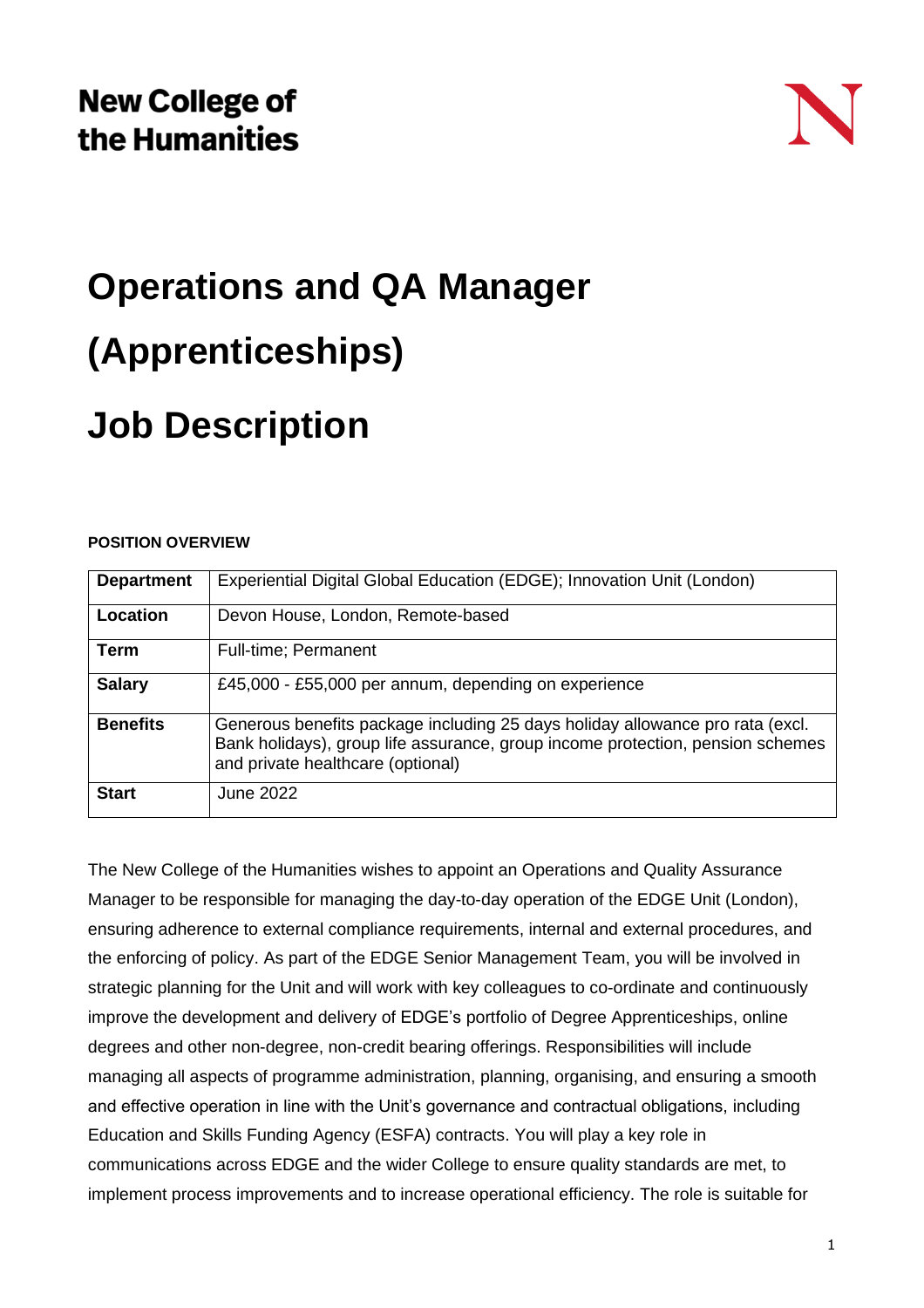New College of the Humanities

# Operations and QA Manager (Apprenticeships)

# Job Description

**POSITION OVERVIEW**

| **Department** | Experiential Digital Global Education (EDGE); Innovation Unit (London) |
|---|---|
| **Location** | Devon House, London, Remote-based |
| **Term** | Full-time; Permanent |
| **Salary** | £45,000 - £55,000 per annum, depending on experience |
| **Benefits** | Generous benefits package including 25 days holiday allowance pro rata (excl. Bank holidays), group life assurance, group income protection, pension schemes and private healthcare (optional) |
| **Start** | June 2022 |

The New College of the Humanities wishes to appoint an Operations and Quality Assurance Manager to be responsible for managing the day-to-day operation of the EDGE Unit (London), ensuring adherence to external compliance requirements, internal and external procedures, and the enforcing of policy. As part of the EDGE Senior Management Team, you will be involved in strategic planning for the Unit and will work with key colleagues to co-ordinate and continuously improve the development and delivery of EDGE's portfolio of Degree Apprenticeships, online degrees and other non-degree, non-credit bearing offerings. Responsibilities will include managing all aspects of programme administration, planning, organising, and ensuring a smooth and effective operation in line with the Unit's governance and contractual obligations, including Education and Skills Funding Agency (ESFA) contracts. You will play a key role in communications across EDGE and the wider College to ensure quality standards are met, to implement process improvements and to increase operational efficiency. The role is suitable for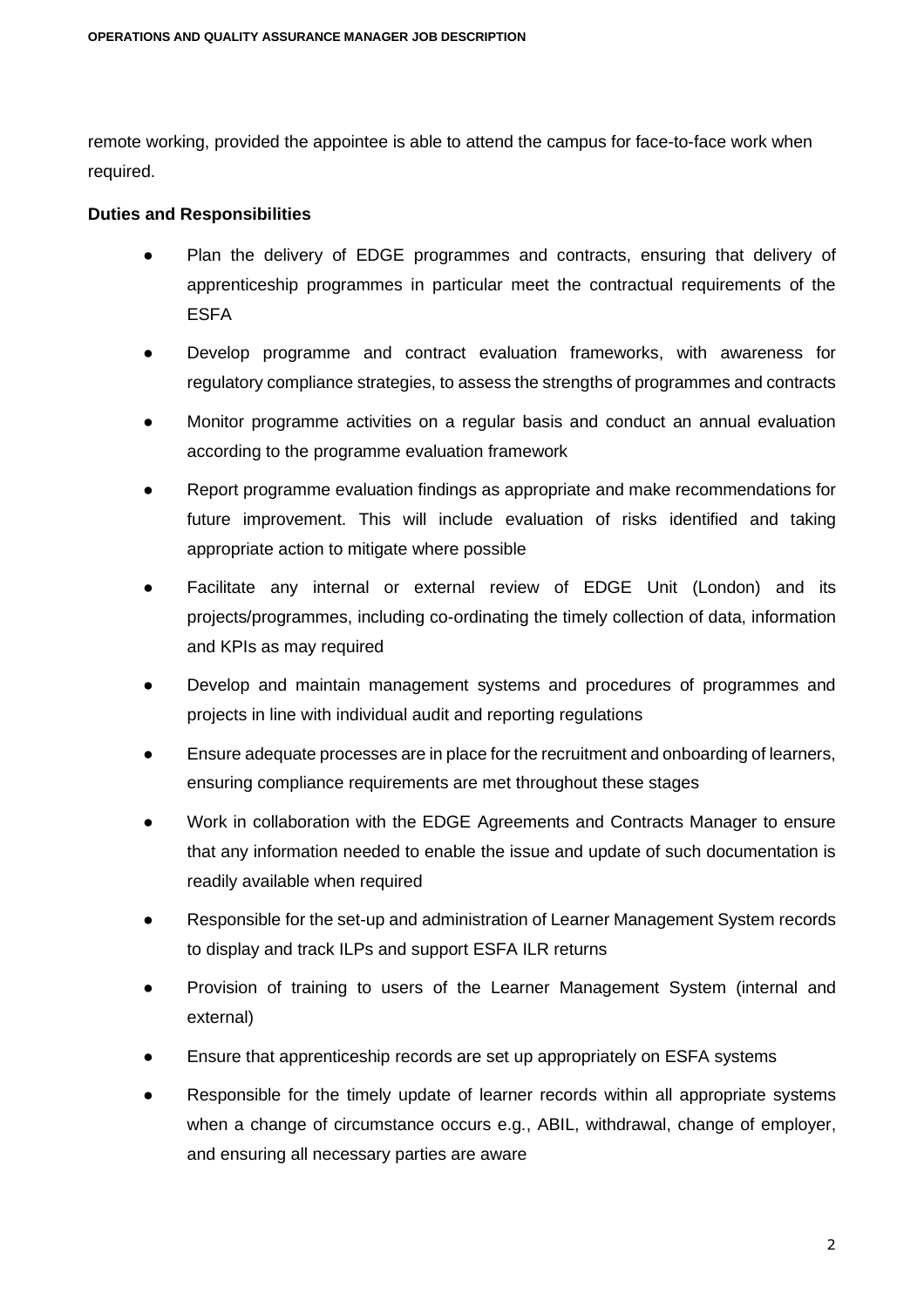remote working, provided the appointee is able to attend the campus for face-to-face work when required.

**Duties and Responsibilities**

- Plan the delivery of EDGE programmes and contracts, ensuring that delivery of apprenticeship programmes in particular meet the contractual requirements of the ESFA
- Develop programme and contract evaluation frameworks, with awareness for regulatory compliance strategies, to assess the strengths of programmes and contracts
- Monitor programme activities on a regular basis and conduct an annual evaluation according to the programme evaluation framework
- Report programme evaluation findings as appropriate and make recommendations for future improvement. This will include evaluation of risks identified and taking appropriate action to mitigate where possible
- Facilitate any internal or external review of EDGE Unit (London) and its projects/programmes, including co-ordinating the timely collection of data, information and KPIs as may required
- Develop and maintain management systems and procedures of programmes and projects in line with individual audit and reporting regulations
- Ensure adequate processes are in place for the recruitment and onboarding of learners, ensuring compliance requirements are met throughout these stages
- Work in collaboration with the EDGE Agreements and Contracts Manager to ensure that any information needed to enable the issue and update of such documentation is readily available when required
- Responsible for the set-up and administration of Learner Management System records to display and track ILPs and support ESFA ILR returns
- Provision of training to users of the Learner Management System (internal and external)
- Ensure that apprenticeship records are set up appropriately on ESFA systems
- Responsible for the timely update of learner records within all appropriate systems when a change of circumstance occurs e.g., ABIL, withdrawal, change of employer, and ensuring all necessary parties are aware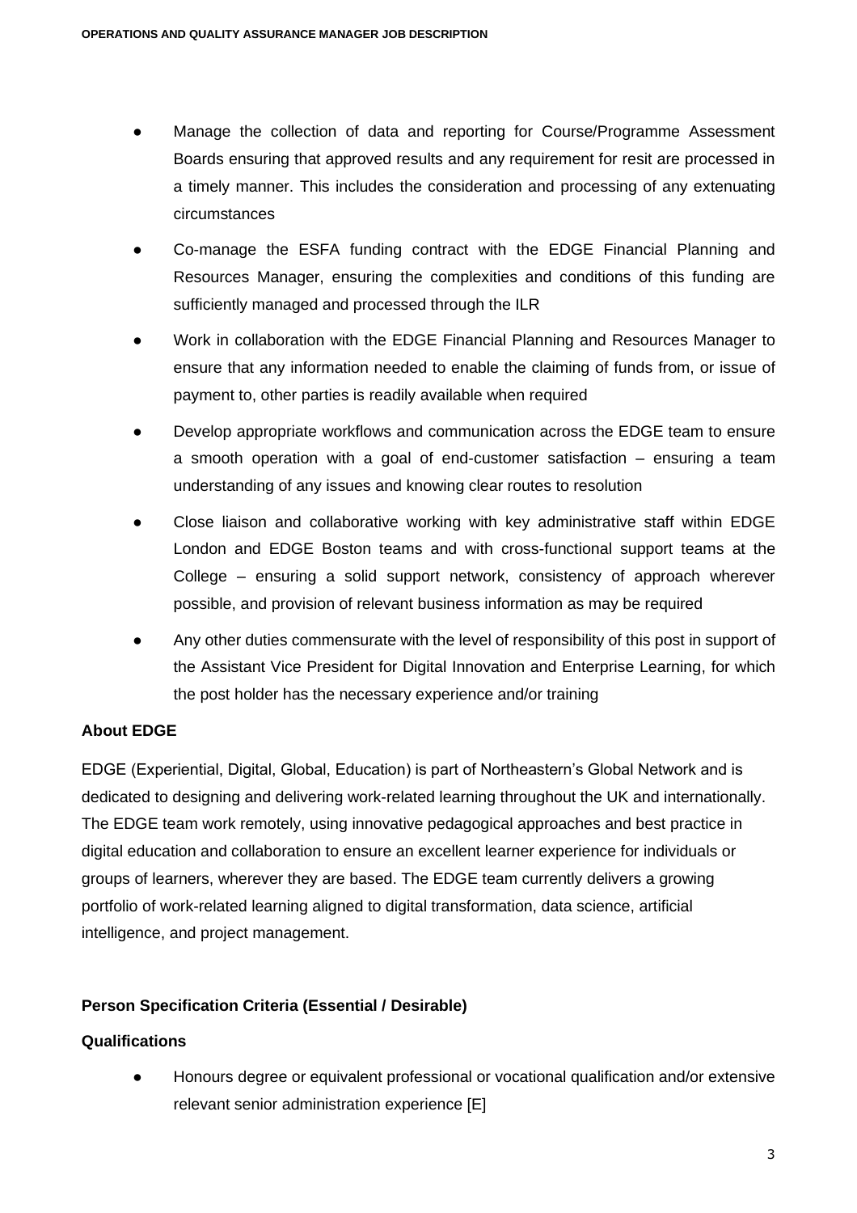- Manage the collection of data and reporting for Course/Programme Assessment Boards ensuring that approved results and any requirement for resit are processed in a timely manner. This includes the consideration and processing of any extenuating circumstances
- Co-manage the ESFA funding contract with the EDGE Financial Planning and Resources Manager, ensuring the complexities and conditions of this funding are sufficiently managed and processed through the ILR
- Work in collaboration with the EDGE Financial Planning and Resources Manager to ensure that any information needed to enable the claiming of funds from, or issue of payment to, other parties is readily available when required
- Develop appropriate workflows and communication across the EDGE team to ensure a smooth operation with a goal of end-customer satisfaction – ensuring a team understanding of any issues and knowing clear routes to resolution
- Close liaison and collaborative working with key administrative staff within EDGE London and EDGE Boston teams and with cross-functional support teams at the College – ensuring a solid support network, consistency of approach wherever possible, and provision of relevant business information as may be required
- Any other duties commensurate with the level of responsibility of this post in support of the Assistant Vice President for Digital Innovation and Enterprise Learning, for which the post holder has the necessary experience and/or training

**About EDGE**

EDGE (Experiential, Digital, Global, Education) is part of Northeastern's Global Network and is dedicated to designing and delivering work-related learning throughout the UK and internationally. The EDGE team work remotely, using innovative pedagogical approaches and best practice in digital education and collaboration to ensure an excellent learner experience for individuals or groups of learners, wherever they are based. The EDGE team currently delivers a growing portfolio of work-related learning aligned to digital transformation, data science, artificial intelligence, and project management.

**Person Specification Criteria (Essential / Desirable)**

**Qualifications**

- Honours degree or equivalent professional or vocational qualification and/or extensive relevant senior administration experience [E]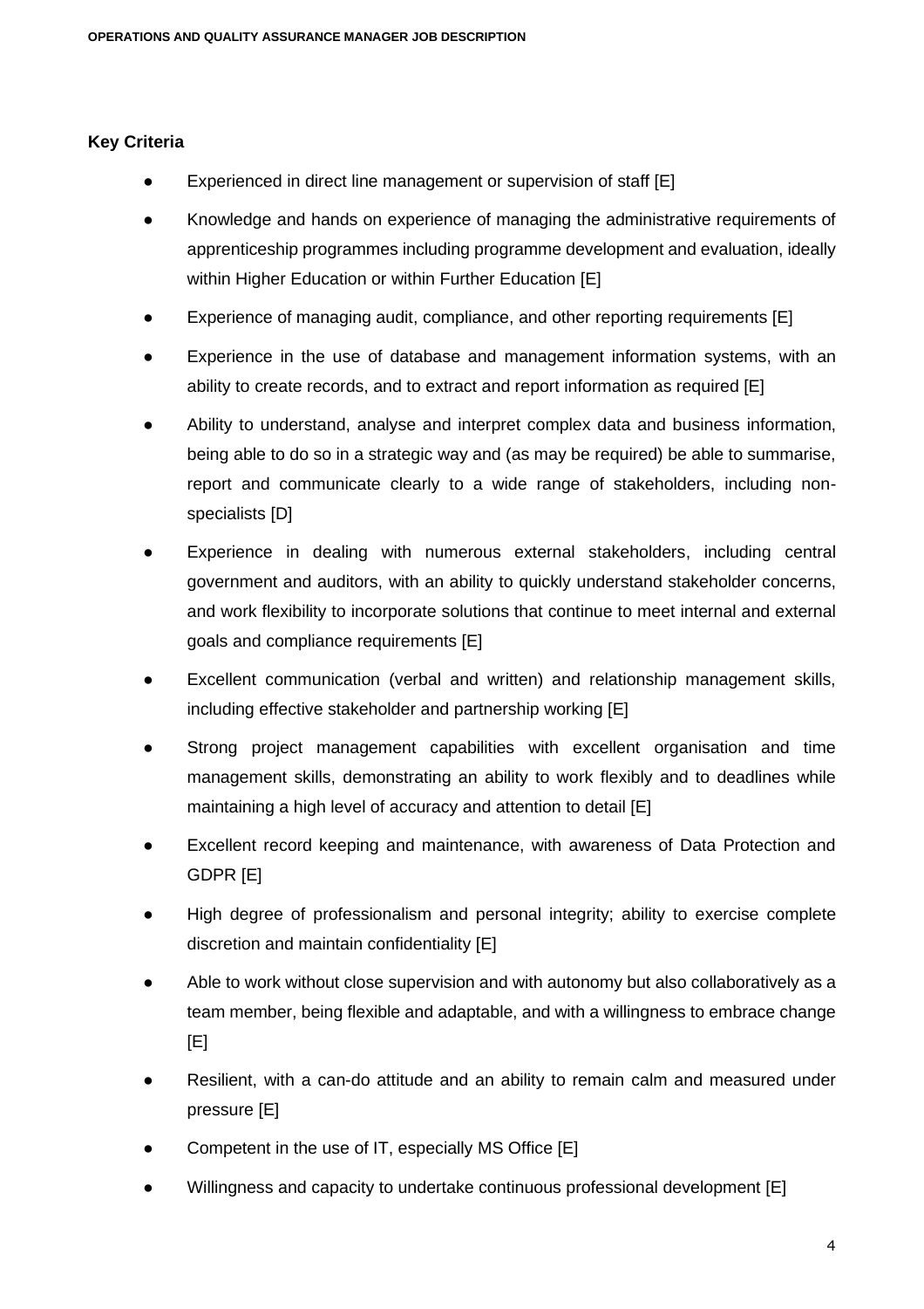**Key Criteria**

- Experienced in direct line management or supervision of staff [E]
- Knowledge and hands on experience of managing the administrative requirements of apprenticeship programmes including programme development and evaluation, ideally within Higher Education or within Further Education [E]
- Experience of managing audit, compliance, and other reporting requirements [E]
- Experience in the use of database and management information systems, with an ability to create records, and to extract and report information as required [E]
- Ability to understand, analyse and interpret complex data and business information, being able to do so in a strategic way and (as may be required) be able to summarise, report and communicate clearly to a wide range of stakeholders, including non-specialists [D]
- Experience in dealing with numerous external stakeholders, including central government and auditors, with an ability to quickly understand stakeholder concerns, and work flexibility to incorporate solutions that continue to meet internal and external goals and compliance requirements [E]
- Excellent communication (verbal and written) and relationship management skills, including effective stakeholder and partnership working [E]
- Strong project management capabilities with excellent organisation and time management skills, demonstrating an ability to work flexibly and to deadlines while maintaining a high level of accuracy and attention to detail [E]
- Excellent record keeping and maintenance, with awareness of Data Protection and GDPR [E]
- High degree of professionalism and personal integrity; ability to exercise complete discretion and maintain confidentiality [E]
- Able to work without close supervision and with autonomy but also collaboratively as a team member, being flexible and adaptable, and with a willingness to embrace change [E]
- Resilient, with a can-do attitude and an ability to remain calm and measured under pressure [E]
- Competent in the use of IT, especially MS Office [E]
- Willingness and capacity to undertake continuous professional development [E]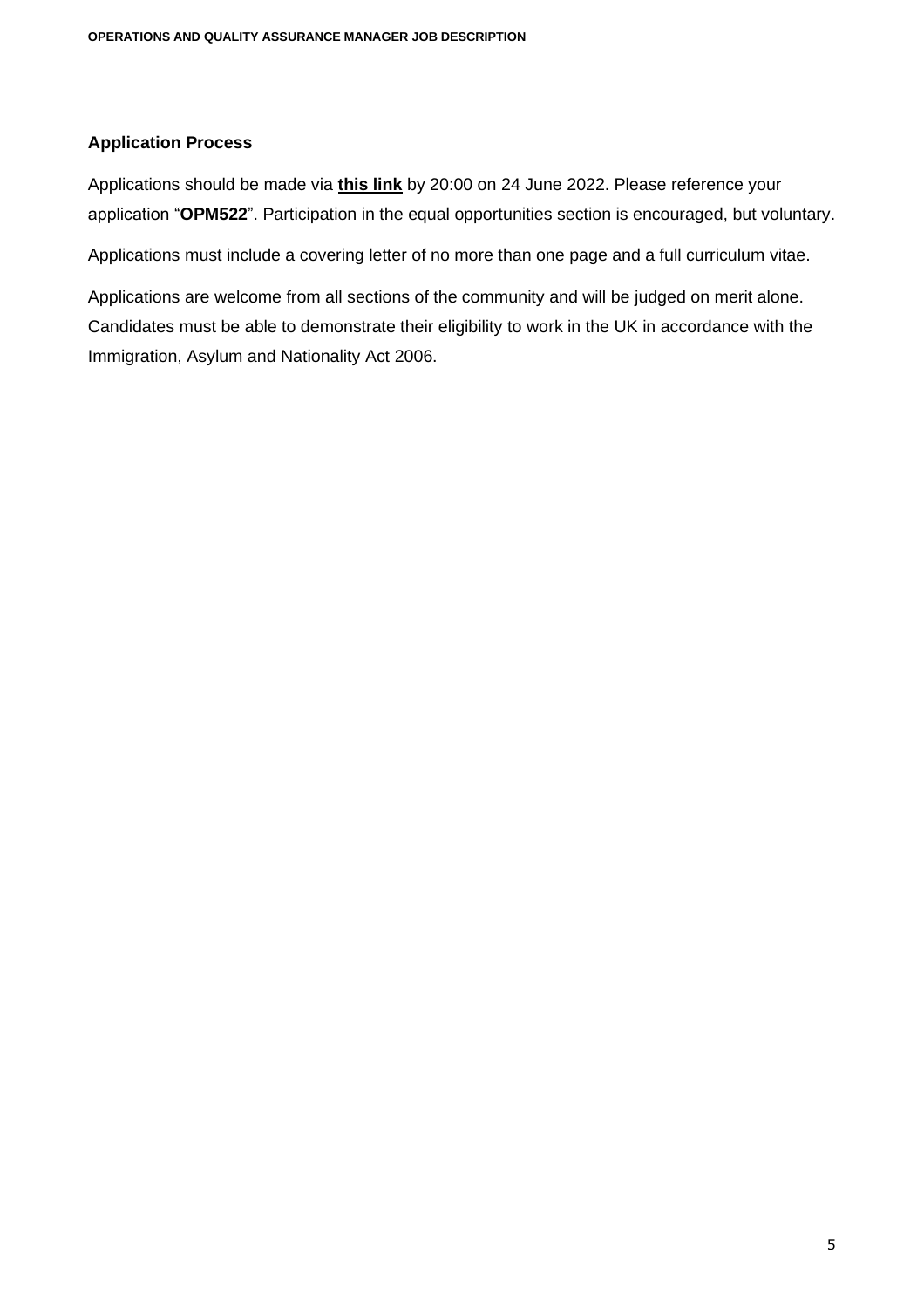### Application Process

Applications should be made via **this link** by 20:00 on 24 June 2022. Please reference your application "**OPM522**". Participation in the equal opportunities section is encouraged, but voluntary.

Applications must include a covering letter of no more than one page and a full curriculum vitae.

Applications are welcome from all sections of the community and will be judged on merit alone. Candidates must be able to demonstrate their eligibility to work in the UK in accordance with the Immigration, Asylum and Nationality Act 2006.